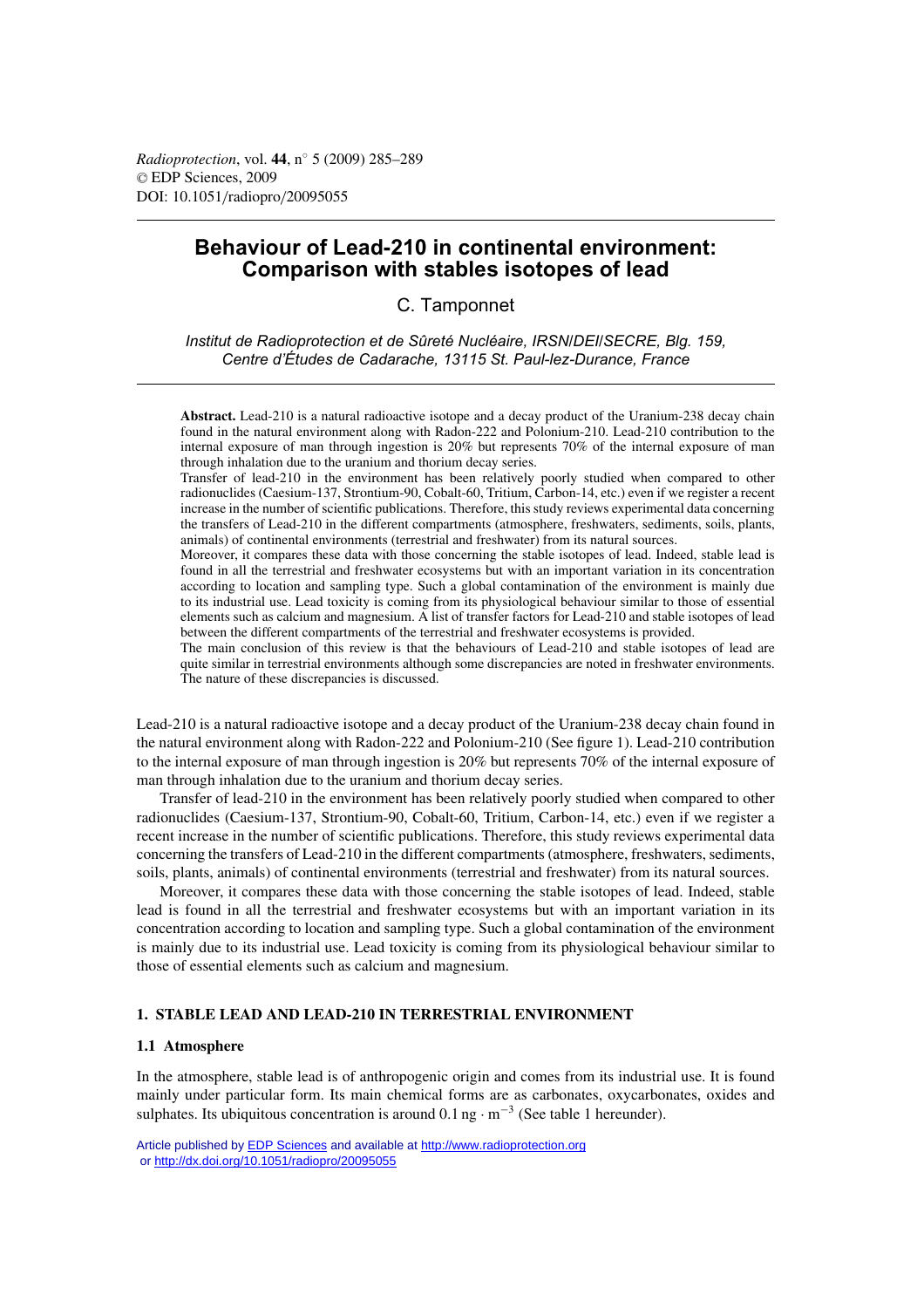# Behaviour of Lead-210 in continental environment: Comparison with stables isotopes of lead

C. Tamponnet

*Institut de Radioprotection et de Sûreté Nucléaire, IRSN/DEI/SECRE, Blg. 159, Centre d'Études de Cadarache, 13115 St. Paul-lez-Durance, France*

**Abstract.** Lead-210 is a natural radioactive isotope and a decay product of the Uranium-238 decay chain found in the natural environment along with Radon-222 and Polonium-210. Lead-210 contribution to the internal exposure of man through ingestion is 20% but represents 70% of the internal exposure of man through inhalation due to the uranium and thorium decay series.

Transfer of lead-210 in the environment has been relatively poorly studied when compared to other radionuclides (Caesium-137, Strontium-90, Cobalt-60, Tritium, Carbon-14, etc.) even if we register a recent increase in the number of scientific publications. Therefore, this study reviews experimental data concerning the transfers of Lead-210 in the different compartments (atmosphere, freshwaters, sediments, soils, plants, animals) of continental environments (terrestrial and freshwater) from its natural sources.

Moreover, it compares these data with those concerning the stable isotopes of lead. Indeed, stable lead is found in all the terrestrial and freshwater ecosystems but with an important variation in its concentration according to location and sampling type. Such a global contamination of the environment is mainly due to its industrial use. Lead toxicity is coming from its physiological behaviour similar to those of essential elements such as calcium and magnesium. A list of transfer factors for Lead-210 and stable isotopes of lead between the different compartments of the terrestrial and freshwater ecosystems is provided.

The main conclusion of this review is that the behaviours of Lead-210 and stable isotopes of lead are quite similar in terrestrial environments although some discrepancies are noted in freshwater environments. The nature of these discrepancies is discussed.

Lead-210 is a natural radioactive isotope and a decay product of the Uranium-238 decay chain found in the natural environment along with Radon-222 and Polonium-210 (See figure 1). Lead-210 contribution to the internal exposure of man through ingestion is 20% but represents 70% of the internal exposure of man through inhalation due to the uranium and thorium decay series.

Transfer of lead-210 in the environment has been relatively poorly studied when compared to other radionuclides (Caesium-137, Strontium-90, Cobalt-60, Tritium, Carbon-14, etc.) even if we register a recent increase in the number of scientific publications. Therefore, this study reviews experimental data concerning the transfers of Lead-210 in the different compartments (atmosphere, freshwaters, sediments, soils, plants, animals) of continental environments (terrestrial and freshwater) from its natural sources.

Moreover, it compares these data with those concerning the stable isotopes of lead. Indeed, stable lead is found in all the terrestrial and freshwater ecosystems but with an important variation in its concentration according to location and sampling type. Such a global contamination of the environment is mainly due to its industrial use. Lead toxicity is coming from its physiological behaviour similar to those of essential elements such as calcium and magnesium.

## 1. STABLE LEAD AND LEAD-210 IN TERRESTRIAL ENVIRONMENT

### 1.1 Atmosphere

In the atmosphere, stable lead is of anthropogenic origin and comes from its industrial use. It is found mainly under particular form. Its main chemical forms are as carbonates, oxycarbonates, oxides and sulphates. Its ubiquitous concentration is around $0.1\ \text{ng} \cdot \text{m}^{-3}$ (See table 1 hereunder).

Article published by EDP Sciences and available at http://www.radioprotection.org or http://dx.doi.org/10.1051/radiopro/20095055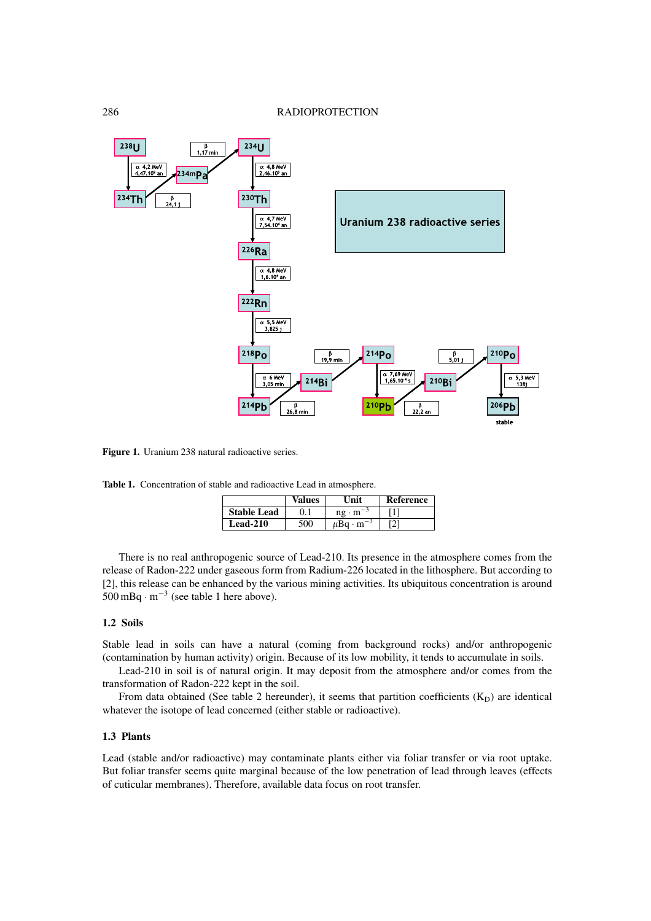Figure 1. Uranium 238 natural radioactive series.

Table 1. Concentration of stable and radioactive Lead in atmosphere.

| | Values | Unit | Reference |
|---|---|---|---|
| **Stable Lead** | 0.1 | $ng \cdot m^{-3}$ | [1] |
| **Lead-210** | 500 | $\mu Bq \cdot m^{-3}$ | [2] |

There is no real anthropogenic source of Lead-210. Its presence in the atmosphere comes from the release of Radon-222 under gaseous form from Radium-226 located in the lithosphere. But according to [2], this release can be enhanced by the various mining activities. Its ubiquitous concentration is around $500\,mBq \cdot m^{-3}$ (see table 1 here above).

### 1.2 Soils

Stable lead in soils can have a natural (coming from background rocks) and/or anthropogenic (contamination by human activity) origin. Because of its low mobility, it tends to accumulate in soils.

Lead-210 in soil is of natural origin. It may deposit from the atmosphere and/or comes from the transformation of Radon-222 kept in the soil.

From data obtained (See table 2 hereunder), it seems that partition coefficients ($K_D$) are identical whatever the isotope of lead concerned (either stable or radioactive).

### 1.3 Plants

Lead (stable and/or radioactive) may contaminate plants either via foliar transfer or via root uptake. But foliar transfer seems quite marginal because of the low penetration of lead through leaves (effects of cuticular membranes). Therefore, available data focus on root transfer.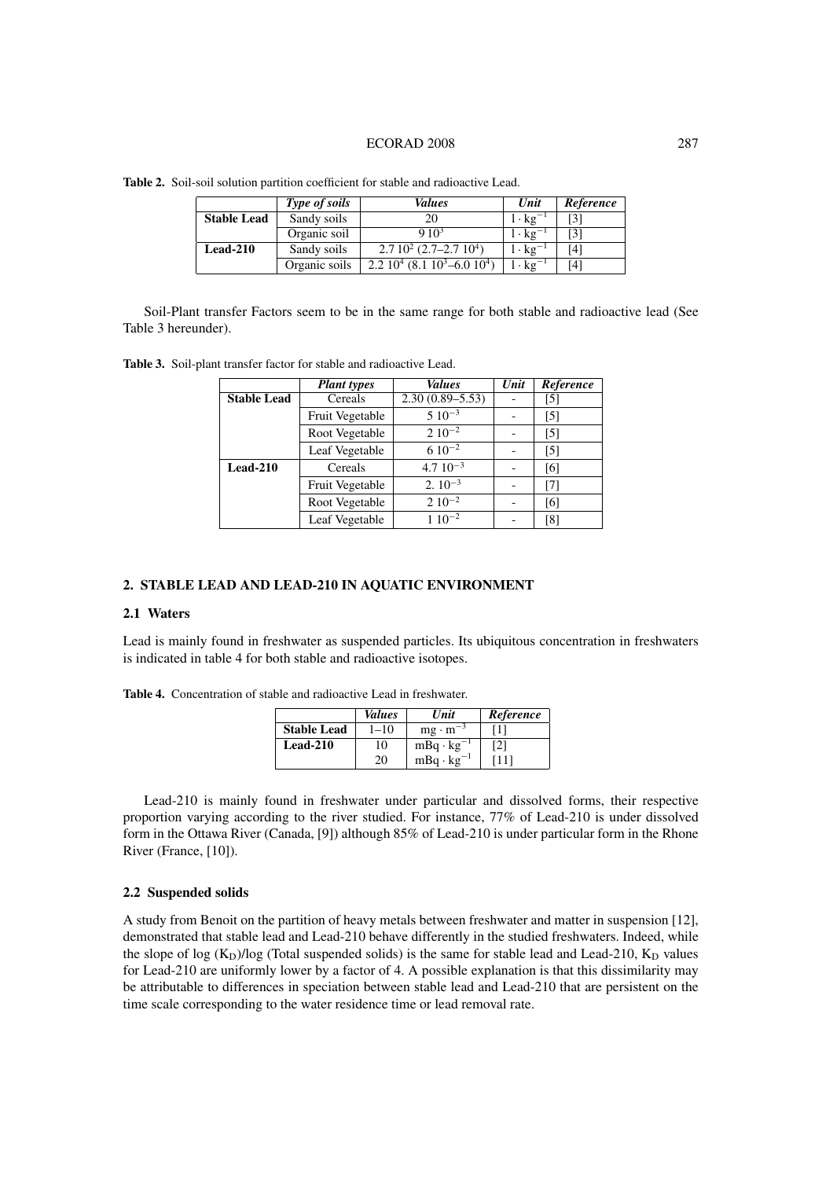**Table 2.** Soil-soil solution partition coefficient for stable and radioactive Lead.

| | *Type of soils* | *Values* | *Unit* | *Reference* |
|---|---|---|---|---|
| **Stable Lead** | Sandy soils | 20 | $l \cdot kg^{-1}$ | [3] |
| | Organic soil | $9\ 10^3$ | $l \cdot kg^{-1}$ | [3] |
| **Lead-210** | Sandy soils | $2.7\ 10^2$ ($2.7$–$2.7\ 10^4$) | $l \cdot kg^{-1}$ | [4] |
| | Organic soils | $2.2\ 10^4$ ($8.1\ 10^3$–$6.0\ 10^4$) | $l \cdot kg^{-1}$ | [4] |

Soil-Plant transfer Factors seem to be in the same range for both stable and radioactive lead (See Table 3 hereunder).

**Table 3.** Soil-plant transfer factor for stable and radioactive Lead.

| | *Plant types* | *Values* | *Unit* | *Reference* |
|---|---|---|---|---|
| **Stable Lead** | Cereals | 2.30 (0.89–5.53) | - | [5] |
| | Fruit Vegetable | $5\ 10^{-3}$ | - | [5] |
| | Root Vegetable | $2\ 10^{-2}$ | - | [5] |
| | Leaf Vegetable | $6\ 10^{-2}$ | - | [5] |
| **Lead-210** | Cereals | $4.7\ 10^{-3}$ | - | [6] |
| | Fruit Vegetable | $2.\ 10^{-3}$ | - | [7] |
| | Root Vegetable | $2\ 10^{-2}$ | - | [6] |
| | Leaf Vegetable | $1\ 10^{-2}$ | - | [8] |

## 2. STABLE LEAD AND LEAD-210 IN AQUATIC ENVIRONMENT

### 2.1 Waters

Lead is mainly found in freshwater as suspended particles. Its ubiquitous concentration in freshwaters is indicated in table 4 for both stable and radioactive isotopes.

**Table 4.** Concentration of stable and radioactive Lead in freshwater.

| | *Values* | *Unit* | *Reference* |
|---|---|---|---|
| **Stable Lead** | 1–10 | $mg \cdot m^{-3}$ | [1] |
| **Lead-210** | 10 | $mBq \cdot kg^{-1}$ | [2] |
| | 20 | $mBq \cdot kg^{-1}$ | [11] |

Lead-210 is mainly found in freshwater under particular and dissolved forms, their respective proportion varying according to the river studied. For instance, 77% of Lead-210 is under dissolved form in the Ottawa River (Canada, [9]) although 85% of Lead-210 is under particular form in the Rhone River (France, [10]).

### 2.2 Suspended solids

A study from Benoit on the partition of heavy metals between freshwater and matter in suspension [12], demonstrated that stable lead and Lead-210 behave differently in the studied freshwaters. Indeed, while the slope of log ($K_D$)/log (Total suspended solids) is the same for stable lead and Lead-210, $K_D$ values for Lead-210 are uniformly lower by a factor of 4. A possible explanation is that this dissimilarity may be attributable to differences in speciation between stable lead and Lead-210 that are persistent on the time scale corresponding to the water residence time or lead removal rate.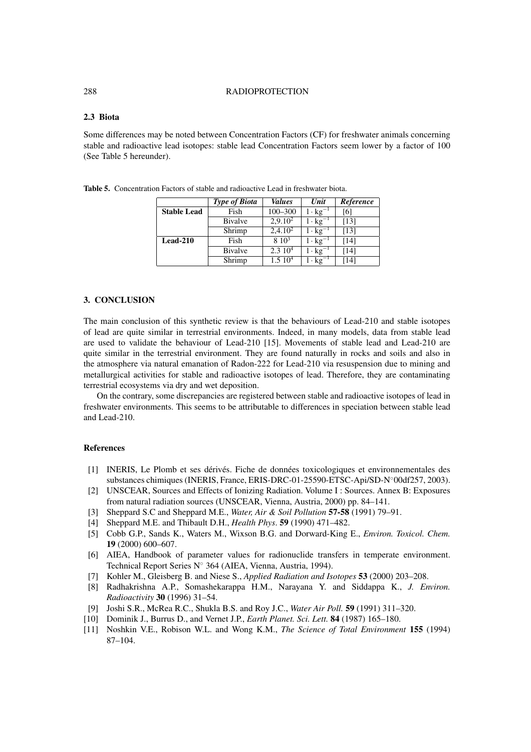### 2.3 Biota

Some differences may be noted between Concentration Factors (CF) for freshwater animals concerning stable and radioactive lead isotopes: stable lead Concentration Factors seem lower by a factor of 100 (See Table 5 hereunder).

**Table 5.** Concentration Factors of stable and radioactive Lead in freshwater biota.

| | *Type of Biota* | *Values* | *Unit* | *Reference* |
|---|---|---|---|---|
| **Stable Lead** | Fish | 100–300 | $1 \cdot kg^{-1}$ | [6] |
| | Bivalve | $2{,}9.10^2$ | $1 \cdot kg^{-1}$ | [13] |
| | Shrimp | $2{,}4.10^2$ | $1 \cdot kg^{-1}$ | [13] |
| **Lead-210** | Fish | $8\ 10^3$ | $1 \cdot kg^{-1}$ | [14] |
| | Bivalve | $2.3\ 10^4$ | $1 \cdot kg^{-1}$ | [14] |
| | Shrimp | $1.5\ 10^4$ | $1 \cdot kg^{-1}$ | [14] |

## 3. CONCLUSION

The main conclusion of this synthetic review is that the behaviours of Lead-210 and stable isotopes of lead are quite similar in terrestrial environments. Indeed, in many models, data from stable lead are used to validate the behaviour of Lead-210 [15]. Movements of stable lead and Lead-210 are quite similar in the terrestrial environment. They are found naturally in rocks and soils and also in the atmosphere via natural emanation of Radon-222 for Lead-210 via resuspension due to mining and metallurgical activities for stable and radioactive isotopes of lead. Therefore, they are contaminating terrestrial ecosystems via dry and wet deposition.

On the contrary, some discrepancies are registered between stable and radioactive isotopes of lead in freshwater environments. This seems to be attributable to differences in speciation between stable lead and Lead-210.

### References

[1] INERIS, Le Plomb et ses dérivés. Fiche de données toxicologiques et environnementales des substances chimiques (INERIS, France, ERIS-DRC-01-25590-ETSC-Api/SD-N°00df257, 2003).

[2] UNSCEAR, Sources and Effects of Ionizing Radiation. Volume I : Sources. Annex B: Exposures from natural radiation sources (UNSCEAR, Vienna, Austria, 2000) pp. 84–141.

[3] Sheppard S.C and Sheppard M.E., *Water, Air & Soil Pollution* **57-58** (1991) 79–91.

[4] Sheppard M.E. and Thibault D.H., *Health Phys.* **59** (1990) 471–482.

[5] Cobb G.P., Sands K., Waters M., Wixson B.G. and Dorward-King E., *Environ. Toxicol. Chem.* **19** (2000) 600–607.

[6] AIEA, Handbook of parameter values for radionuclide transfers in temperate environment. Technical Report Series N° 364 (AIEA, Vienna, Austria, 1994).

[7] Kohler M., Gleisberg B. and Niese S., *Applied Radiation and Isotopes* **53** (2000) 203–208.

[8] Radhakrishna A.P., Somashekarappa H.M., Narayana Y. and Siddappa K., *J. Environ. Radioactivity* **30** (1996) 31–54.

[9] Joshi S.R., McRea R.C., Shukla B.S. and Roy J.C., *Water Air Poll.* **59** (1991) 311–320.

[10] Dominik J., Burrus D., and Vernet J.P., *Earth Planet. Sci. Lett.* **84** (1987) 165–180.

[11] Noshkin V.E., Robison W.L. and Wong K.M., *The Science of Total Environment* **155** (1994) 87–104.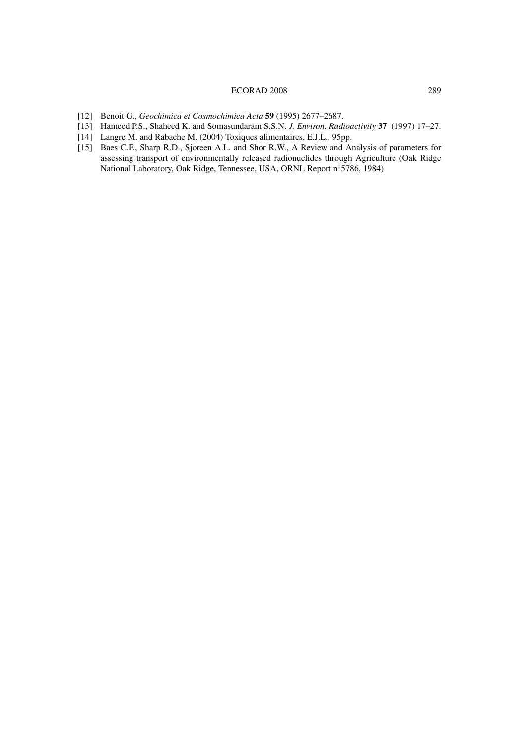[12] Benoit G., *Geochimica et Cosmochimica Acta* **59** (1995) 2677–2687.

[13] Hameed P.S., Shaheed K. and Somasundaram S.S.N. *J. Environ. Radioactivity* **37** (1997) 17–27.

[14] Langre M. and Rabache M. (2004) Toxiques alimentaires, E.J.L., 95pp.

[15] Baes C.F., Sharp R.D., Sjoreen A.L. and Shor R.W., A Review and Analysis of parameters for assessing transport of environmentally released radionuclides through Agriculture (Oak Ridge National Laboratory, Oak Ridge, Tennessee, USA, ORNL Report n°5786, 1984)